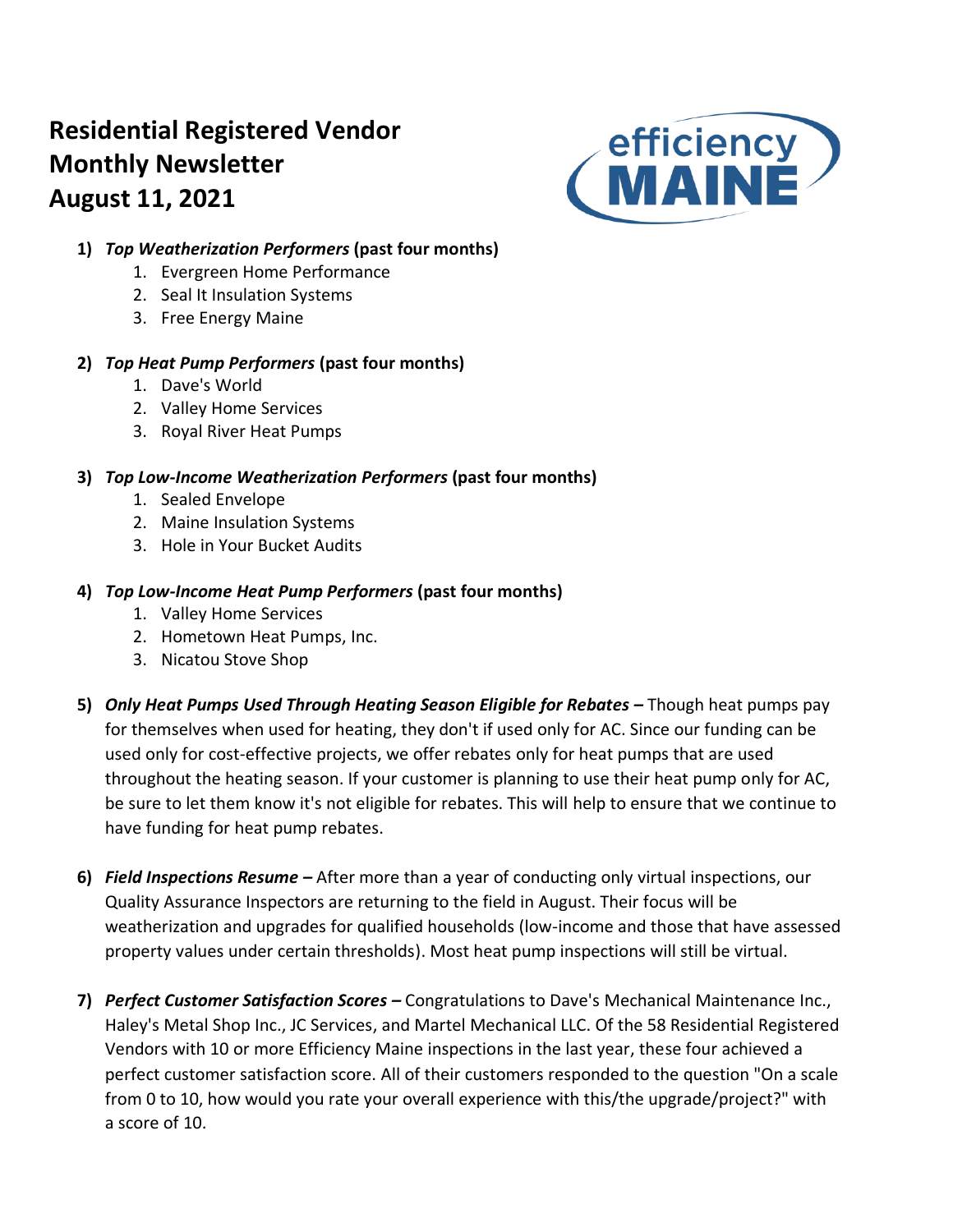# Residential Registered Vendor Monthly Newsletter August 11, 2021

efficiency MAINE

1) ***Top Weatherization Performers*** **(past four months)**
    1. Evergreen Home Performance
    2. Seal It Insulation Systems
    3. Free Energy Maine

2) ***Top Heat Pump Performers*** **(past four months)**
    1. Dave's World
    2. Valley Home Services
    3. Royal River Heat Pumps

3) ***Top Low-Income Weatherization Performers*** **(past four months)**
    1. Sealed Envelope
    2. Maine Insulation Systems
    3. Hole in Your Bucket Audits

4) ***Top Low-Income Heat Pump Performers*** **(past four months)**
    1. Valley Home Services
    2. Hometown Heat Pumps, Inc.
    3. Nicatou Stove Shop

5) ***Only Heat Pumps Used Through Heating Season Eligible for Rebates –*** Though heat pumps pay for themselves when used for heating, they don't if used only for AC. Since our funding can be used only for cost-effective projects, we offer rebates only for heat pumps that are used throughout the heating season. If your customer is planning to use their heat pump only for AC, be sure to let them know it's not eligible for rebates. This will help to ensure that we continue to have funding for heat pump rebates.

6) ***Field Inspections Resume –*** After more than a year of conducting only virtual inspections, our Quality Assurance Inspectors are returning to the field in August. Their focus will be weatherization and upgrades for qualified households (low-income and those that have assessed property values under certain thresholds). Most heat pump inspections will still be virtual.

7) ***Perfect Customer Satisfaction Scores –*** Congratulations to Dave's Mechanical Maintenance Inc., Haley's Metal Shop Inc., JC Services, and Martel Mechanical LLC. Of the 58 Residential Registered Vendors with 10 or more Efficiency Maine inspections in the last year, these four achieved a perfect customer satisfaction score. All of their customers responded to the question "On a scale from 0 to 10, how would you rate your overall experience with this/the upgrade/project?" with a score of 10.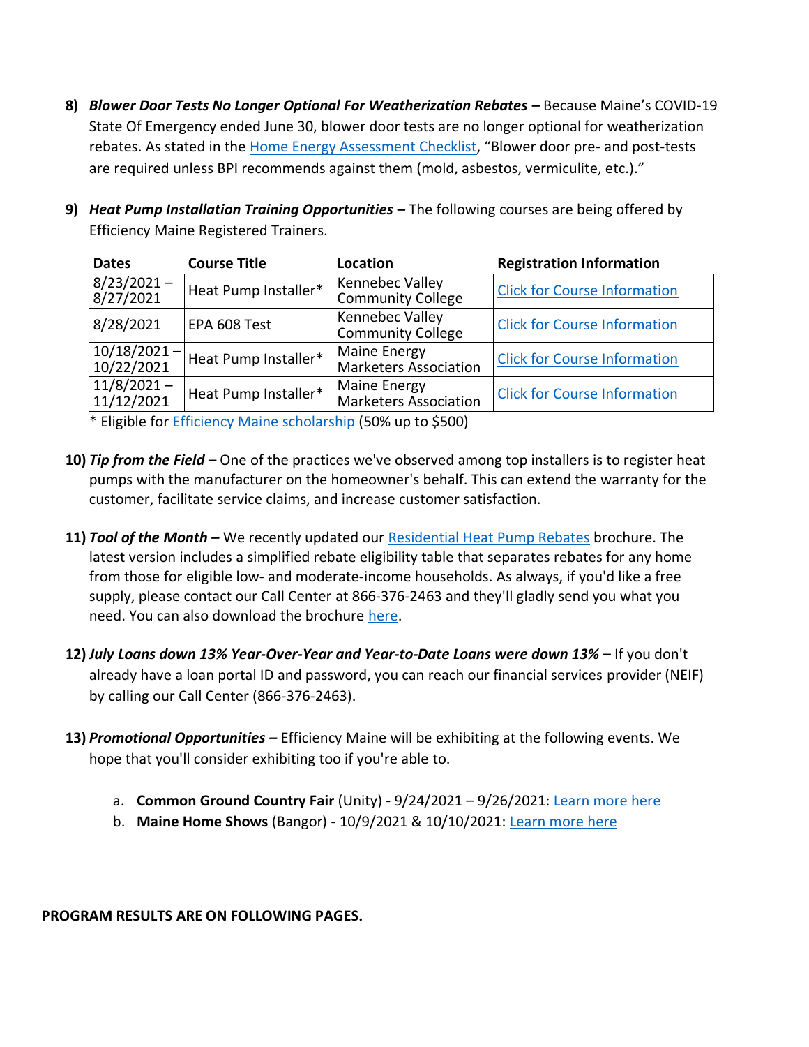8) ***Blower Door Tests No Longer Optional For Weatherization Rebates –*** Because Maine's COVID-19 State Of Emergency ended June 30, blower door tests are no longer optional for weatherization rebates. As stated in the Home Energy Assessment Checklist, "Blower door pre- and post-tests are required unless BPI recommends against them (mold, asbestos, vermiculite, etc.)."

9) ***Heat Pump Installation Training Opportunities –*** The following courses are being offered by Efficiency Maine Registered Trainers.

| Dates | Course Title | Location | Registration Information |
|---|---|---|---|
| 8/23/2021 – 8/27/2021 | Heat Pump Installer* | Kennebec Valley Community College | Click for Course Information |
| 8/28/2021 | EPA 608 Test | Kennebec Valley Community College | Click for Course Information |
| 10/18/2021 – 10/22/2021 | Heat Pump Installer* | Maine Energy Marketers Association | Click for Course Information |
| 11/8/2021 – 11/12/2021 | Heat Pump Installer* | Maine Energy Marketers Association | Click for Course Information |

\* Eligible for Efficiency Maine scholarship (50% up to $500)

10) ***Tip from the Field –*** One of the practices we've observed among top installers is to register heat pumps with the manufacturer on the homeowner's behalf. This can extend the warranty for the customer, facilitate service claims, and increase customer satisfaction.

11) ***Tool of the Month –*** We recently updated our Residential Heat Pump Rebates brochure. The latest version includes a simplified rebate eligibility table that separates rebates for any home from those for eligible low- and moderate-income households. As always, if you'd like a free supply, please contact our Call Center at 866-376-2463 and they'll gladly send you what you need. You can also download the brochure here.

12) ***July Loans down 13% Year-Over-Year and Year-to-Date Loans were down 13% –*** If you don't already have a loan portal ID and password, you can reach our financial services provider (NEIF) by calling our Call Center (866-376-2463).

13) ***Promotional Opportunities –*** Efficiency Maine will be exhibiting at the following events. We hope that you'll consider exhibiting too if you're able to.

    a. **Common Ground Country Fair** (Unity) - 9/24/2021 – 9/26/2021: Learn more here
    b. **Maine Home Shows** (Bangor) - 10/9/2021 & 10/10/2021: Learn more here

**PROGRAM RESULTS ARE ON FOLLOWING PAGES.**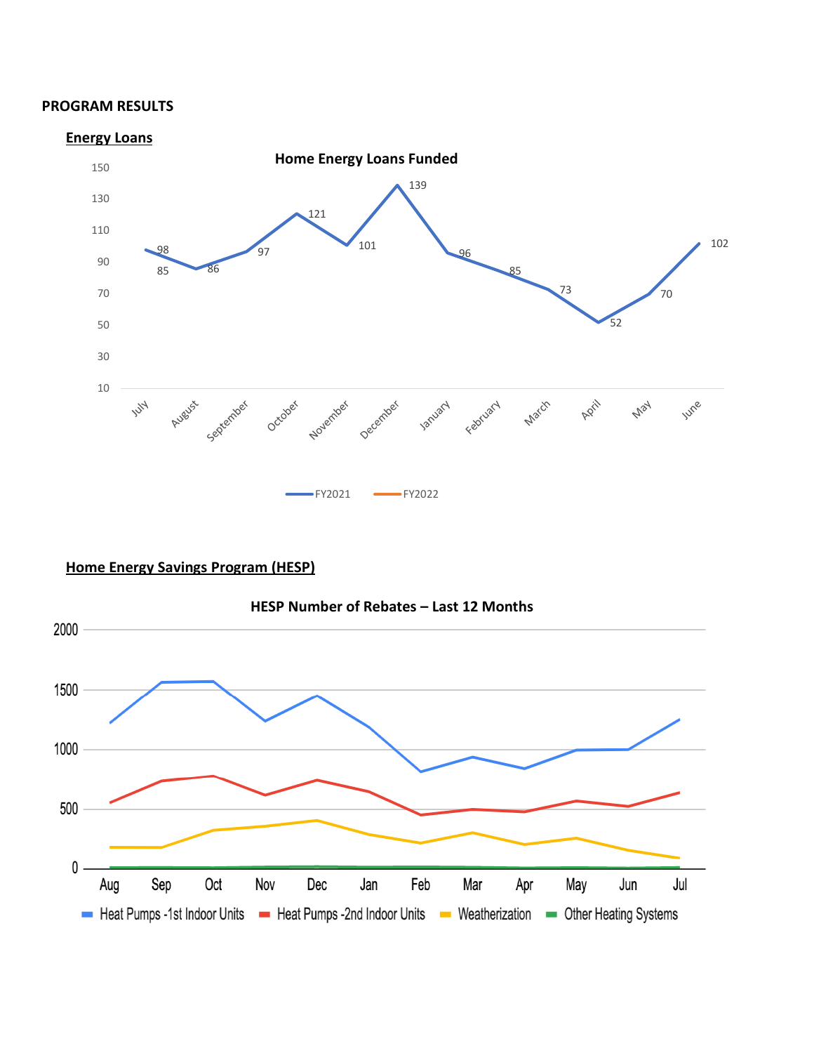**PROGRAM RESULTS**

**Energy Loans**

Home Energy Loans Funded

150
130
110
90
70
50
30
10

98
85
86
97
121
101
139
96
85
73
52
70
102

July
August
September
October
November
December
January
February
March
April
May
June

FY2021
FY2022

**Home Energy Savings Program (HESP)**

HESP Number of Rebates – Last 12 Months

2000
1500
1000
500
0

Aug
Sep
Oct
Nov
Dec
Jan
Feb
Mar
Apr
May
Jun
Jul

Heat Pumps -1st Indoor Units
Heat Pumps -2nd Indoor Units
Weatherization
Other Heating Systems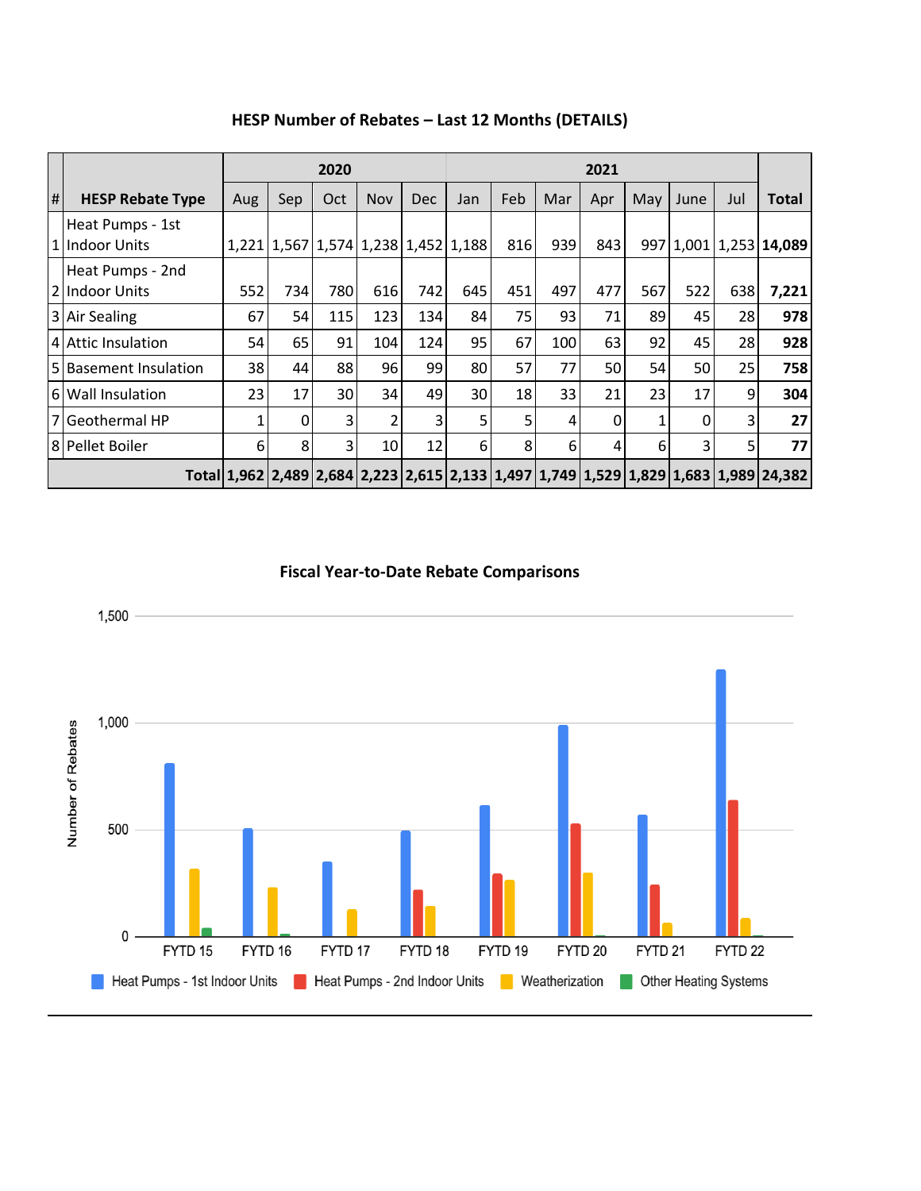**HESP Number of Rebates – Last 12 Months (DETAILS)**

| # | HESP Rebate Type | 2020 | | | | | 2021 | | | | | | | Total |
|---|---|---|---|---|---|---|---|---|---|---|---|---|---|---|
| | | Aug | Sep | Oct | Nov | Dec | Jan | Feb | Mar | Apr | May | June | Jul | |
| 1 | Heat Pumps - 1st Indoor Units | 1,221 | 1,567 | 1,574 | 1,238 | 1,452 | 1,188 | 816 | 939 | 843 | 997 | 1,001 | 1,253 | **14,089** |
| 2 | Heat Pumps - 2nd Indoor Units | 552 | 734 | 780 | 616 | 742 | 645 | 451 | 497 | 477 | 567 | 522 | 638 | **7,221** |
| 3 | Air Sealing | 67 | 54 | 115 | 123 | 134 | 84 | 75 | 93 | 71 | 89 | 45 | 28 | **978** |
| 4 | Attic Insulation | 54 | 65 | 91 | 104 | 124 | 95 | 67 | 100 | 63 | 92 | 45 | 28 | **928** |
| 5 | Basement Insulation | 38 | 44 | 88 | 96 | 99 | 80 | 57 | 77 | 50 | 54 | 50 | 25 | **758** |
| 6 | Wall Insulation | 23 | 17 | 30 | 34 | 49 | 30 | 18 | 33 | 21 | 23 | 17 | 9 | **304** |
| 7 | Geothermal HP | 1 | 0 | 3 | 2 | 3 | 5 | 5 | 4 | 0 | 1 | 0 | 3 | **27** |
| 8 | Pellet Boiler | 6 | 8 | 3 | 10 | 12 | 6 | 8 | 6 | 4 | 6 | 3 | 5 | **77** |
| | **Total** | **1,962** | **2,489** | **2,684** | **2,223** | **2,615** | **2,133** | **1,497** | **1,749** | **1,529** | **1,829** | **1,683** | **1,989** | **24,382** |

**Fiscal Year-to-Date Rebate Comparisons**

Number of Rebates

1,500
1,000
500
0

FYTD 15
FYTD 16
FYTD 17
FYTD 18
FYTD 19
FYTD 20
FYTD 21
FYTD 22

Heat Pumps - 1st Indoor Units
Heat Pumps - 2nd Indoor Units
Weatherization
Other Heating Systems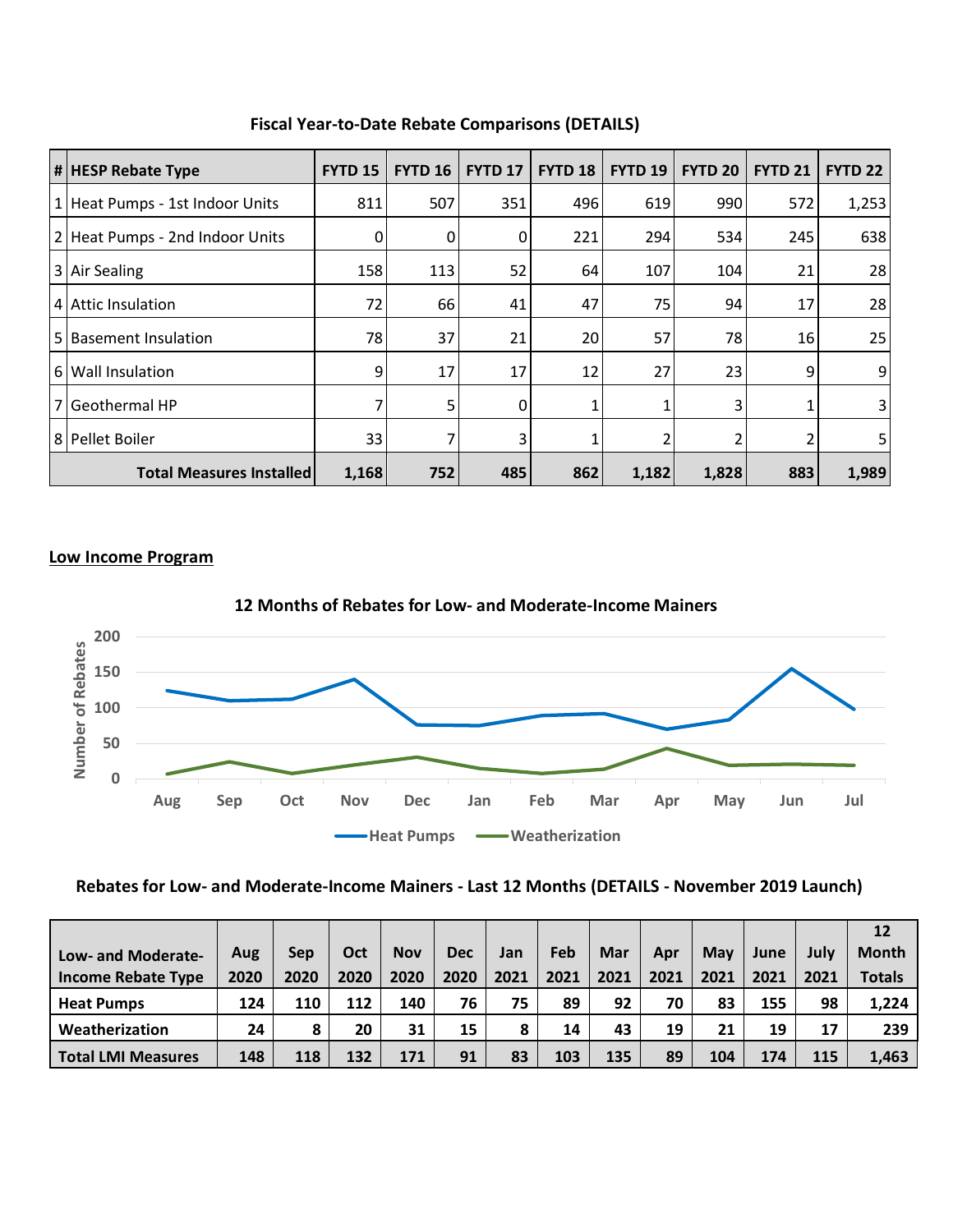**Fiscal Year-to-Date Rebate Comparisons (DETAILS)**

| # | HESP Rebate Type | FYTD 15 | FYTD 16 | FYTD 17 | FYTD 18 | FYTD 19 | FYTD 20 | FYTD 21 | FYTD 22 |
|---|---|---|---|---|---|---|---|---|---|
| 1 | Heat Pumps - 1st Indoor Units | 811 | 507 | 351 | 496 | 619 | 990 | 572 | 1,253 |
| 2 | Heat Pumps - 2nd Indoor Units | 0 | 0 | 0 | 221 | 294 | 534 | 245 | 638 |
| 3 | Air Sealing | 158 | 113 | 52 | 64 | 107 | 104 | 21 | 28 |
| 4 | Attic Insulation | 72 | 66 | 41 | 47 | 75 | 94 | 17 | 28 |
| 5 | Basement Insulation | 78 | 37 | 21 | 20 | 57 | 78 | 16 | 25 |
| 6 | Wall Insulation | 9 | 17 | 17 | 12 | 27 | 23 | 9 | 9 |
| 7 | Geothermal HP | 7 | 5 | 0 | 1 | 1 | 3 | 1 | 3 |
| 8 | Pellet Boiler | 33 | 7 | 3 | 1 | 2 | 2 | 2 | 5 |
| | **Total Measures Installed** | **1,168** | **752** | **485** | **862** | **1,182** | **1,828** | **883** | **1,989** |

**Low Income Program**

12 Months of Rebates for Low- and Moderate-Income Mainers

Number of Rebates

200
150
100
50
0

Aug Sep Oct Nov Dec Jan Feb Mar Apr May Jun Jul

Heat Pumps — Weatherization

**Rebates for Low- and Moderate-Income Mainers - Last 12 Months (DETAILS - November 2019 Launch)**

| Low- and Moderate-Income Rebate Type | Aug 2020 | Sep 2020 | Oct 2020 | Nov 2020 | Dec 2020 | Jan 2021 | Feb 2021 | Mar 2021 | Apr 2021 | May 2021 | June 2021 | July 2021 | 12 Month Totals |
|---|---|---|---|---|---|---|---|---|---|---|---|---|---|
| **Heat Pumps** | 124 | 110 | 112 | 140 | 76 | 75 | 89 | 92 | 70 | 83 | 155 | 98 | 1,224 |
| **Weatherization** | 24 | 8 | 20 | 31 | 15 | 8 | 14 | 43 | 19 | 21 | 19 | 17 | 239 |
| **Total LMI Measures** | 148 | 118 | 132 | 171 | 91 | 83 | 103 | 135 | 89 | 104 | 174 | 115 | 1,463 |